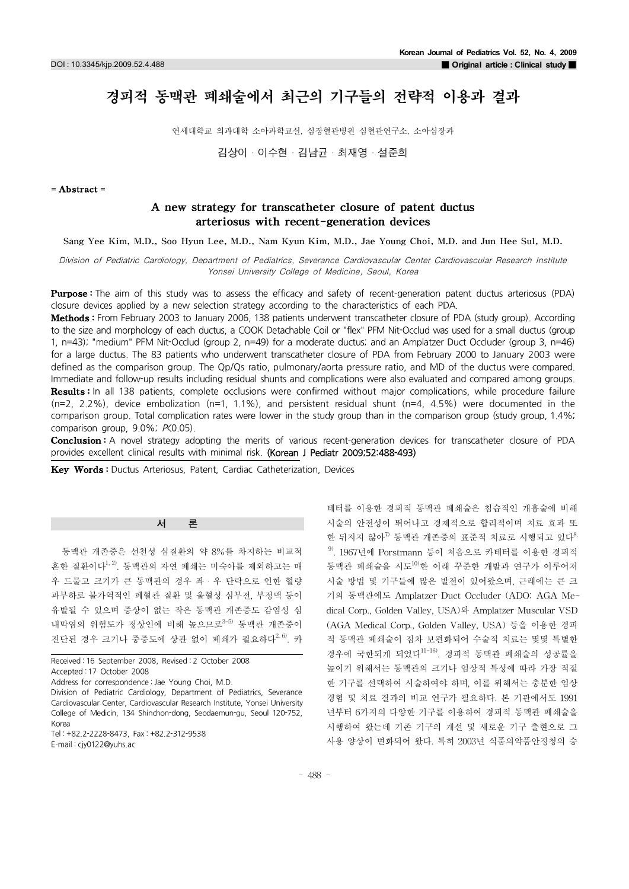DOI : 10.3345/kjp.2009.52.4.488

■ Original article : Clinical study ■

# 경피적 동맥관 폐쇄술에서 최근의 기구들의 전략적 이용과 결과

연세대학교 의과대학 소아과학교실, 심장혈관병원 심혈관연구소, 소아심장과

김상이 · 이수현 · 김남균 · 최재영 · 설준희

= Abstract =

## A new strategy for transcatheter closure of patent ductus arteriosus with recent-generation devices

Sang Yee Kim, M.D., Soo Hyun Lee, M.D., Nam Kyun Kim, M.D., Jae Young Choi, M.D. and Jun Hee Sul, M.D.

*Division of Pediatric Cardiology, Department of Pediatrics, Severance Cardiovascular Center Cardiovascular Research Institute Yonsei University College of Medicine, Seoul, Korea*

**Purpose :** The aim of this study was to assess the efficacy and safety of recent-generation patent ductus arteriosus (PDA) closure devices applied by a new selection strategy according to the characteristics of each PDA.

**Methods :** From February 2003 to January 2006, 138 patients underwent transcatheter closure of PDA (study group). According to the size and morphology of each ductus, a COOK Detachable Coil or "flex" PFM Nit-Occlud was used for a small ductus (group 1, n=43); "medium" PFM Nit-Occlud (group 2, n=49) for a moderate ductus; and an Amplatzer Duct Occluder (group 3, n=46) for a large ductus. The 83 patients who underwent transcatheter closure of PDA from February 2000 to January 2003 were defined as the comparison group. The Qp/Qs ratio, pulmonary/aorta pressure ratio, and MD of the ductus were compared. Immediate and follow-up results including residual shunts and complications were also evaluated and compared among groups.

**Results :** In all 138 patients, complete occlusions were confirmed without major complications, while procedure failure (n=2, 2.2%), device embolization (n=1, 1.1%), and persistent residual shunt (n=4, 4.5%) were documented in the comparison group. Total complication rates were lower in the study group than in the comparison group (study group, 1.4%; comparison group, 9.0%; $P<0.05$).

**Conclusion :** A novel strategy adopting the merits of various recent-generation devices for transcatheter closure of PDA provides excellent clinical results with minimal risk. (Korean J Pediatr 2009;52:488-493)

**Key Words :** Ductus Arteriosus, Patent, Cardiac Catheterization, Devices

## 서 론

동맥관 개존증은 선천성 심질환의 약 8%를 차지하는 비교적 흔한 질환이다[1, 2]. 동맥관의 자연 폐쇄는 미숙아를 제외하고는 매우 드물고 크기가 큰 동맥관의 경우 좌 · 우 단락으로 인한 혈량 과부하로 불가역적인 폐혈관 질환 및 울혈성 심부전, 부정맥 등이 유발될 수 있으며 증상이 없는 작은 동맥관 개존증도 감염성 심내막염의 위험도가 정상인에 비해 높으므로[3-5] 동맥관 개존증이 진단된 경우 크기나 중증도에 상관 없이 폐쇄가 필요하다[2, 6]. 카테터를 이용한 경피적 동맥관 폐쇄술은 침습적인 개흉술에 비해 시술의 안전성이 뛰어나고 경제적으로 합리적이며 치료 효과 또한 뒤지지 않아[7] 동맥관 개존증의 표준적 치료로 시행되고 있다[8, 9]. 1967년에 Porstmann 등이 처음으로 카테터를 이용한 경피적 동맥관 폐쇄술을 시도[10]한 이래 꾸준한 개발과 연구가 이루어져 시술 방법 및 기구들에 많은 발전이 있어왔으며, 근래에는 큰 크기의 동맥관에도 Amplatzer Duct Occluder (ADO; AGA Medical Corp., Golden Valley, USA)와 Amplatzer Muscular VSD (AGA Medical Corp., Golden Valley, USA) 등을 이용한 경피적 동맥관 폐쇄술이 점차 보편화되어 수술적 치료는 몇몇 특별한 경우에 국한되게 되었다[11-16]. 경피적 동맥관 폐쇄술의 성공률을 높이기 위해서는 동맥관의 크기나 임상적 특성에 따라 가장 적절한 기구를 선택하여 시술하여야 하며, 이를 위해서는 충분한 임상 경험 및 치료 결과의 비교 연구가 필요하다. 본 기관에서도 1991년부터 6가지의 다양한 기구를 이용하여 경피적 동맥관 폐쇄술을 시행하여 왔는데 기존 기구의 개선 및 새로운 기구 출현으로 그 사용 양상이 변화되어 왔다. 특히 2003년 식품의약품안정청의 승

Received : 16 September 2008, Revised : 2 October 2008
Accepted : 17 October 2008
Address for correspondence : Jae Young Choi, M.D.
Division of Pediatric Cardiology, Department of Pediatrics, Severance Cardiovascular Center, Cardiovascular Research Institute, Yonsei University College of Medicin, 134 Shinchon-dong, Seodaemun-gu, Seoul 120-752, Korea
Tel : +82.2-2228-8473, Fax : +82.2-312-9538
E-mail : cjy0122@yuhs.ac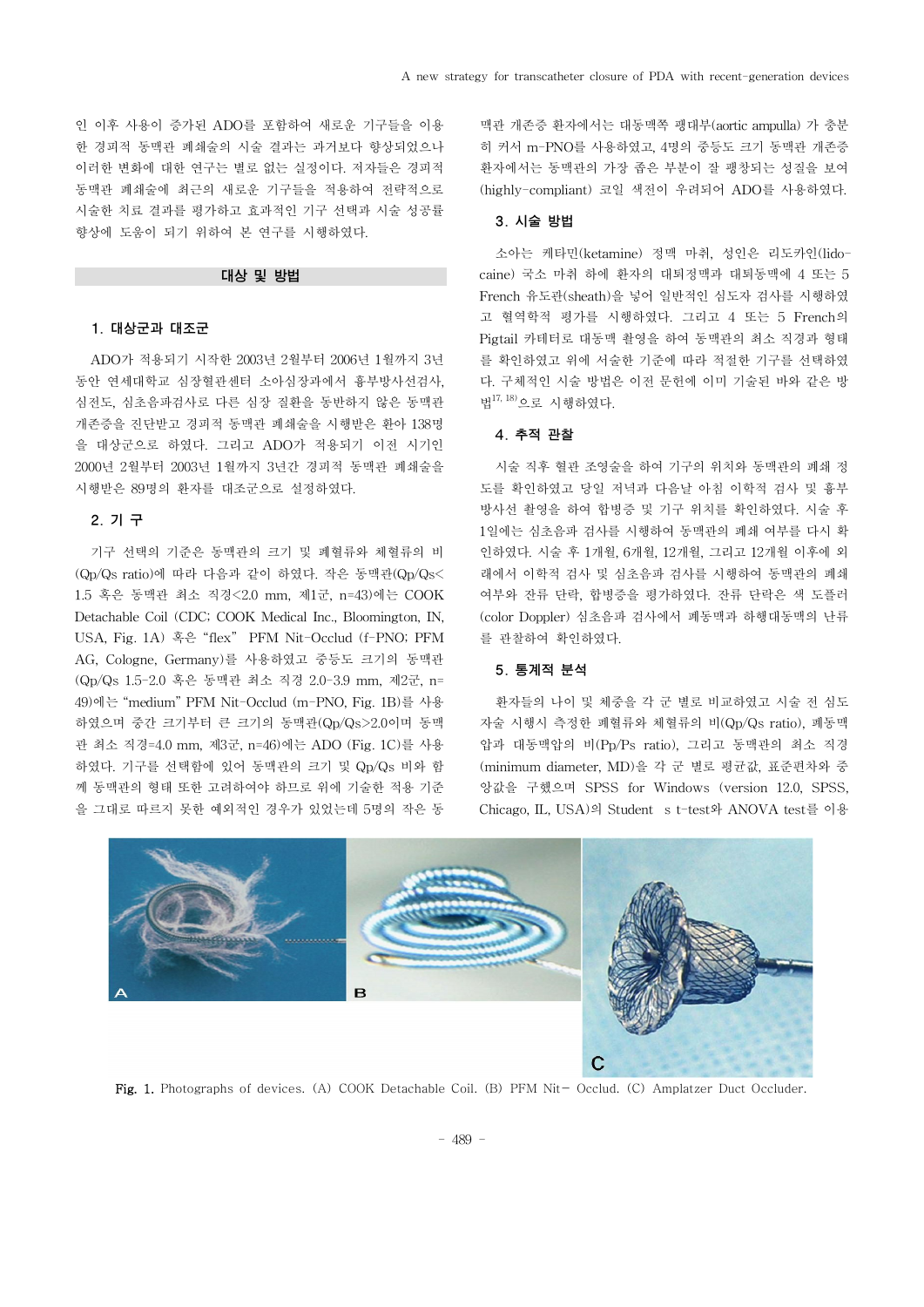인 이후 사용이 증가된 ADO를 포함하여 새로운 기구들을 이용한 경피적 동맥관 폐쇄술의 시술 결과는 과거보다 향상되었으나 이러한 변화에 대한 연구는 별로 없는 실정이다. 저자들은 경피적 동맥관 폐쇄술에 최근의 새로운 기구들을 적용하여 전략적으로 시술한 치료 결과를 평가하고 효과적인 기구 선택과 시술 성공률 향상에 도움이 되기 위하여 본 연구를 시행하였다.

## 대상 및 방법

### 1. 대상군과 대조군

ADO가 적용되기 시작한 2003년 2월부터 2006년 1월까지 3년 동안 연세대학교 심장혈관센터 소아심장과에서 흉부방사선검사, 심전도, 심초음파검사로 다른 심장 질환을 동반하지 않은 동맥관 개존증을 진단받고 경피적 동맥관 폐쇄술을 시행받은 환아 138명을 대상군으로 하였다. 그리고 ADO가 적용되기 이전 시기인 2000년 2월부터 2003년 1월까지 3년간 경피적 동맥관 폐쇄술을 시행받은 89명의 환자를 대조군으로 설정하였다.

### 2. 기 구

기구 선택의 기준은 동맥관의 크기 및 폐혈류와 체혈류의 비(Qp/Qs ratio)에 따라 다음과 같이 하였다. 작은 동맥관(Qp/Qs< 1.5 혹은 동맥관 최소 직경<2.0 mm, 제1군, n=43)에는 COOK Detachable Coil (CDC; COOK Medical Inc., Bloomington, IN, USA, Fig. 1A) 혹은 "flex" PFM Nit-Occlud (f-PNO; PFM AG, Cologne, Germany)를 사용하였고 중등도 크기의 동맥관(Qp/Qs 1.5-2.0 혹은 동맥관 최소 직경 2.0-3.9 mm, 제2군, n=49)에는 "medium" PFM Nit-Occlud (m-PNO, Fig. 1B)를 사용하였으며 중간 크기부터 큰 크기의 동맥관(Qp/Qs>2.0이며 동맥관 최소 직경=4.0 mm, 제3군, n=46)에는 ADO (Fig. 1C)를 사용하였다. 기구를 선택함에 있어 동맥관의 크기 및 Qp/Qs 비와 함께 동맥관의 형태 또한 고려하여야 하므로 위에 기술한 적용 기준을 그대로 따르지 못한 예외적인 경우가 있었는데 5명의 작은 동맥관 개존증 환자에서는 대동맥쪽 팽대부(aortic ampulla) 가 충분히 커서 m-PNO를 사용하였고, 4명의 중등도 크기 동맥관 개존증 환자에서는 동맥관의 가장 좁은 부분이 잘 팽창되는 성질을 보여(highly-compliant) 코일 색전이 우려되어 ADO를 사용하였다.

### 3. 시술 방법

소아는 케타민(ketamine) 정맥 마취, 성인은 리도카인(lidocaine) 국소 마취 하에 환자의 대퇴정맥과 대퇴동맥에 4 또는 5 French 유도관(sheath)을 넣어 일반적인 심도자 검사를 시행하였고 혈역학적 평가를 시행하였다. 그리고 4 또는 5 French의 Pigtail 카테터로 대동맥 촬영을 하여 동맥관의 최소 직경과 형태를 확인하였고 위에 서술한 기준에 따라 적절한 기구를 선택하였다. 구체적인 시술 방법은 이전 문헌에 이미 기술된 바와 같은 방법[17, 18]으로 시행하였다.

### 4. 추적 관찰

시술 직후 혈관 조영술을 하여 기구의 위치와 동맥관의 폐쇄 정도를 확인하였고 당일 저녁과 다음날 아침 이학적 검사 및 흉부방사선 촬영을 하여 합병증 및 기구 위치를 확인하였다. 시술 후 1일에는 심초음파 검사를 시행하여 동맥관의 폐쇄 여부를 다시 확인하였다. 시술 후 1개월, 6개월, 12개월, 그리고 12개월 이후에 외래에서 이학적 검사 및 심초음파 검사를 시행하여 동맥관의 폐쇄 여부와 잔류 단락, 합병증을 평가하였다. 잔류 단락은 색 도플러(color Doppler) 심초음파 검사에서 폐동맥과 하행대동맥의 난류를 관찰하여 확인하였다.

### 5. 통계적 분석

환자들의 나이 및 체중을 각 군 별로 비교하였고 시술 전 심도자술 시행시 측정한 폐혈류와 체혈류의 비(Qp/Qs ratio), 폐동맥압과 대동맥압의 비(Pp/Ps ratio), 그리고 동맥관의 최소 직경(minimum diameter, MD)을 각 군 별로 평균값, 표준편차와 중앙값을 구했으며 SPSS for Windows (version 12.0, SPSS, Chicago, IL, USA)의 Student s t-test와 ANOVA test를 이용

Fig. 1. Photographs of devices. (A) COOK Detachable Coil. (B) PFM Nit- Occlud. (C) Amplatzer Duct Occluder.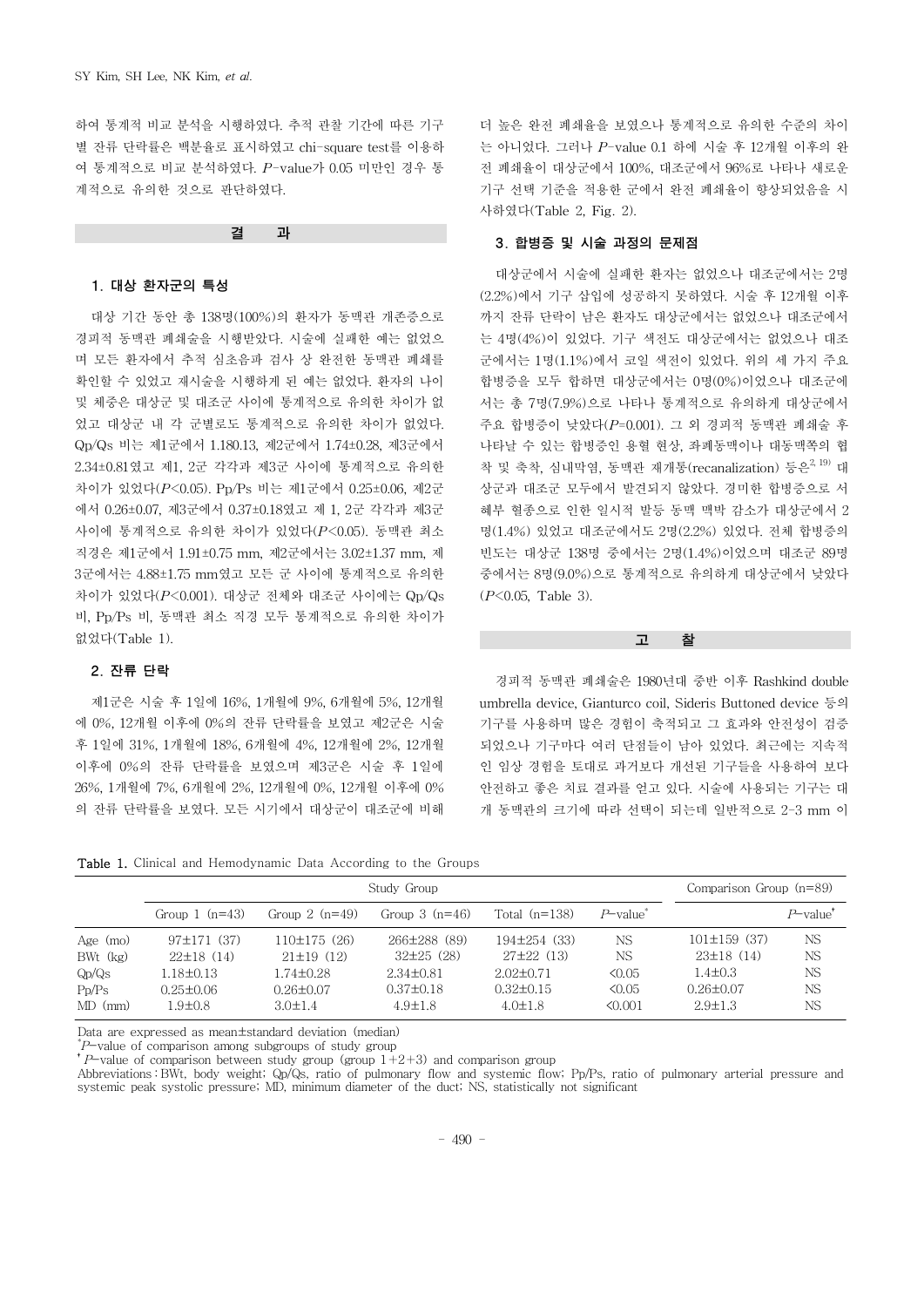하여 통계적 비교 분석을 시행하였다. 추적 관찰 기간에 따른 기구별 잔류 단락률은 백분율로 표시하였고 chi-square test를 이용하여 통계적으로 비교 분석하였다. $P$-value가 0.05 미만인 경우 통계적으로 유의한 것으로 판단하였다.

## 결 과

### 1. 대상 환자군의 특성

대상 기간 동안 총 138명(100%)의 환자가 동맥관 개존증으로 경피적 동맥관 폐쇄술을 시행받았다. 시술에 실패한 예는 없었으며 모든 환자에서 추적 심초음파 검사 상 완전한 동맥관 폐쇄를 확인할 수 있었고 재시술을 시행하게 된 예는 없었다. 환자의 나이 및 체중은 대상군 및 대조군 사이에 통계적으로 유의한 차이가 없었고 대상군 내 각 군별로도 통계적으로 유의한 차이가 없었다. Qp/Qs 비는 제1군에서 1.180.13, 제2군에서 1.74±0.28, 제3군에서 2.34±0.81였고 제1, 2군 각각과 제3군 사이에 통계적으로 유의한 차이가 있었다($P$<0.05). Pp/Ps 비는 제1군에서 0.25±0.06, 제2군에서 0.26±0.07, 제3군에서 0.37±0.18였고 제 1, 2군 각각과 제3군 사이에 통계적으로 유의한 차이가 있었다($P$<0.05). 동맥관 최소 직경은 제1군에서 1.91±0.75 mm, 제2군에서는 3.02±1.37 mm, 제3군에서는 4.88±1.75 mm였고 모든 군 사이에 통계적으로 유의한 차이가 있었다($P$<0.001). 대상군 전체와 대조군 사이에는 Qp/Qs 비, Pp/Ps 비, 동맥관 최소 직경 모두 통계적으로 유의한 차이가 없었다(Table 1).

### 2. 잔류 단락

제1군은 시술 후 1일에 16%, 1개월에 9%, 6개월에 5%, 12개월에 0%, 12개월 이후에 0%의 잔류 단락률을 보였고 제2군은 시술 후 1일에 31%, 1개월에 18%, 6개월에 4%, 12개월에 2%, 12개월 이후에 0%의 잔류 단락률을 보였으며 제3군은 시술 후 1일에 26%, 1개월에 7%, 6개월에 2%, 12개월에 0%, 12개월 이후에 0%의 잔류 단락률을 보였다. 모든 시기에서 대상군이 대조군에 비해 더 높은 완전 폐쇄율을 보였으나 통계적으로 유의한 수준의 차이는 아니었다. 그러나 $P$-value 0.1 하에 시술 후 12개월 이후의 완전 폐쇄율이 대상군에서 100%, 대조군에서 96%로 나타나 새로운 기구 선택 기준을 적용한 군에서 완전 폐쇄율이 향상되었음을 시사하였다(Table 2, Fig. 2).

### 3. 합병증 및 시술 과정의 문제점

대상군에서 시술에 실패한 환자는 없었으나 대조군에서는 2명(2.2%)에서 기구 삽입에 성공하지 못하였다. 시술 후 12개월 이후까지 잔류 단락이 남은 환자도 대상군에서는 없었으나 대조군에서는 4명(4%)이 있었다. 기구 색전도 대상군에서는 없었으나 대조군에서는 1명(1.1%)에서 코일 색전이 있었다. 위의 세 가지 주요 합병증을 모두 합하면 대상군에서는 0명(0%)이었으나 대조군에서는 총 7명(7.9%)으로 나타나 통계적으로 유의하게 대상군에서 주요 합병증이 낮았다($P$=0.001). 그 외 경피적 동맥관 폐쇄술 후 나타날 수 있는 합병증인 용혈 현상, 좌폐동맥이나 대동맥쪽의 협착 및 축착, 심내막염, 동맥관 재개통(recanalization) 등은[2, 19] 대상군과 대조군 모두에서 발견되지 않았다. 경미한 합병증으로 서혜부 혈종으로 인한 일시적 발등 동맥 맥박 감소가 대상군에서 2명(1.4%) 있었고 대조군에서도 2명(2.2%) 있었다. 전체 합병증의 빈도는 대상군 138명 중에서는 2명(1.4%)이었으며 대조군 89명 중에서는 8명(9.0%)으로 통계적으로 유의하게 대상군에서 낮았다($P$<0.05, Table 3).

## 고 찰

경피적 동맥관 폐쇄술은 1980년대 중반 이후 Rashkind double umbrella device, Gianturco coil, Sideris Buttoned device 등의 기구를 사용하며 많은 경험이 축적되고 그 효과와 안전성이 검증되었으나 기구마다 여러 단점들이 남아 있었다. 최근에는 지속적인 임상 경험을 토대로 과거보다 개선된 기구들을 사용하여 보다 안전하고 좋은 치료 결과를 얻고 있다. 시술에 사용되는 기구는 대개 동맥관의 크기에 따라 선택이 되는데 일반적으로 2-3 mm 이

**Table 1.** Clinical and Hemodynamic Data According to the Groups

| | Study Group | | | | | Comparison Group (n=89) | |
|---|---|---|---|---|---|---|---|
| | Group 1 (n=43) | Group 2 (n=49) | Group 3 (n=46) | Total (n=138) | $P$-value* | | $P$-value† |
| Age (mo) | 97±171 (37) | 110±175 (26) | 266±288 (89) | 194±254 (33) | NS | 101±159 (37) | NS |
| BWt (kg) | 22±18 (14) | 21±19 (12) | 32±25 (28) | 27±22 (13) | NS | 23±18 (14) | NS |
| Qp/Qs | 1.18±0.13 | 1.74±0.28 | 2.34±0.81 | 2.02±0.71 | <0.05 | 1.4±0.3 | NS |
| Pp/Ps | 0.25±0.06 | 0.26±0.07 | 0.37±0.18 | 0.32±0.15 | <0.05 | 0.26±0.07 | NS |
| MD (mm) | 1.9±0.8 | 3.0±1.4 | 4.9±1.8 | 4.0±1.8 | <0.001 | 2.9±1.3 | NS |

Data are expressed as mean±standard deviation (median)
*$P$-value of comparison among subgroups of study group
†$P$-value of comparison between study group (group 1+2+3) and comparison group
Abbreviations : BWt, body weight; Qp/Qs, ratio of pulmonary flow and systemic flow; Pp/Ps, ratio of pulmonary arterial pressure and systemic peak systolic pressure; MD, minimum diameter of the duct; NS, statistically not significant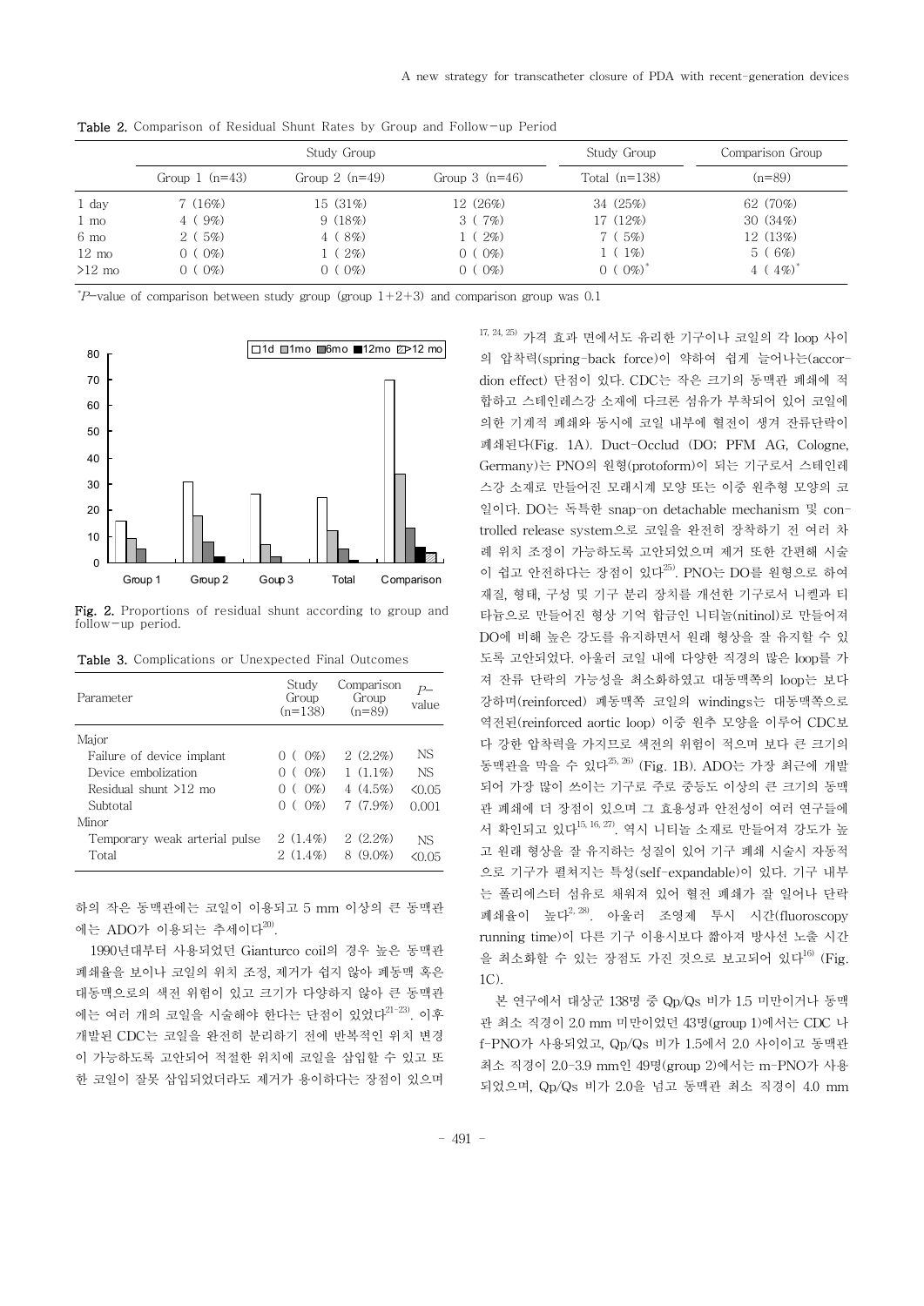Table 2. Comparison of Residual Shunt Rates by Group and Follow-up Period

| | Study Group | | | Study Group | Comparison Group |
|---|---|---|---|---|---|
| | Group 1 (n=43) | Group 2 (n=49) | Group 3 (n=46) | Total (n=138) | (n=89) |
| 1 day | 7 (16%) | 15 (31%) | 12 (26%) | 34 (25%) | 62 (70%) |
| 1 mo | 4 ( 9%) | 9 (18%) | 3 ( 7%) | 17 (12%) | 30 (34%) |
| 6 mo | 2 ( 5%) | 4 ( 8%) | 1 ( 2%) | 7 ( 5%) | 12 (13%) |
| 12 mo | 0 ( 0%) | 1 ( 2%) | 0 ( 0%) | 1 ( 1%) | 5 ( 6%) |
| >12 mo | 0 ( 0%) | 0 ( 0%) | 0 ( 0%) | 0 ( 0%)* | 4 ( 4%)* |

*P-value of comparison between study group (group 1+2+3) and comparison group was 0.1

Fig. 2. Proportions of residual shunt according to group and follow-up period.

Table 3. Complications or Unexpected Final Outcomes

| Parameter | Study Group (n=138) | Comparison Group (n=89) | P-value |
|---|---|---|---|
| Major | | | |
| Failure of device implant | 0 ( 0%) | 2 (2.2%) | NS |
| Device embolization | 0 ( 0%) | 1 (1.1%) | NS |
| Residual shunt >12 mo | 0 ( 0%) | 4 (4.5%) | <0.05 |
| Subtotal | 0 ( 0%) | 7 (7.9%) | 0.001 |
| Minor | | | |
| Temporary weak arterial pulse | 2 (1.4%) | 2 (2.2%) | NS |
| Total | 2 (1.4%) | 8 (9.0%) | <0.05 |

하의 작은 동맥관에는 코일이 이용되고 5 mm 이상의 큰 동맥관에는 ADO가 이용되는 추세이다[20].

1990년대부터 사용되었던 Gianturco coil의 경우 높은 동맥관 폐쇄율을 보이나 코일의 위치 조정, 제거가 쉽지 않아 폐동맥 혹은 대동맥으로의 색전 위험이 있고 크기가 다양하지 않아 큰 동맥관에는 여러 개의 코일을 시술해야 한다는 단점이 있었다[21-23]. 이후 개발된 CDC는 코일을 완전히 분리하기 전에 반복적인 위치 변경이 가능하도록 고안되어 적절한 위치에 코일을 삽입할 수 있고 또한 코일이 잘못 삽입되었더라도 제거가 용이하다는 장점이 있으며[17, 24, 25] 가격 효과 면에서도 유리한 기구이나 코일의 각 loop 사이의 압착력(spring-back force)이 약하여 쉽게 늘어나는(accordion effect) 단점이 있다. CDC는 작은 크기의 동맥관 폐쇄에 적합하고 스테인레스강 소재에 다크론 섬유가 부착되어 있어 코일에 의한 기계적 폐쇄와 동시에 코일 내부에 혈전이 생겨 잔류단락이 폐쇄된다(Fig. 1A). Duct-Occlud (DO; PFM AG, Cologne, Germany)는 PNO의 원형(protoform)이 되는 기구로서 스테인레스강 소재로 만들어진 모래시계 모양 또는 이중 원추형 모양의 코일이다. DO는 독특한 snap-on detachable mechanism 및 controlled release system으로 코일을 완전히 장착하기 전 여러 차례 위치 조정이 가능하도록 고안되었으며 제거 또한 간편해 시술이 쉽고 안전하다는 장점이 있다[25]. PNO는 DO를 원형으로 하여 재질, 형태, 구성 및 기구 분리 장치를 개선한 기구로서 니켈과 티타늄으로 만들어진 형상 기억 합금인 니티놀(nitinol)로 만들어져 DO에 비해 높은 강도를 유지하면서 원래 형상을 잘 유지할 수 있도록 고안되었다. 아울러 코일 내에 다양한 직경의 많은 loop를 가져 잔류 단락의 가능성을 최소화하였고 대동맥쪽의 loop는 보다 강하며(reinforced) 폐동맥쪽 코일의 windings는 대동맥쪽으로 역전된(reinforced aortic loop) 이중 원추 모양을 이루어 CDC보다 강한 압착력을 가지므로 색전의 위험이 적으며 보다 큰 크기의 동맥관을 막을 수 있다[25, 26] (Fig. 1B). ADO는 가장 최근에 개발되어 가장 많이 쓰이는 기구로서 주로 중등도 이상의 큰 크기의 동맥관 폐쇄에 더 장점이 있으며 그 효용성과 안전성이 여러 연구들에서 확인되고 있다[15, 16, 27]. 역시 니티놀 소재로 만들어져 강도가 높고 원래 형상을 잘 유지하는 성질이 있어 기구 폐쇄 시술시 자동적으로 기구가 펼쳐지는 특성(self-expandable)이 있다. 기구 내부는 폴리에스터 섬유로 채워져 있어 혈전 폐쇄가 잘 일어나 단락 폐쇄율이 높다[2, 28]. 아울러 조영제 투시 시간(fluoroscopy running time)이 다른 기구 이용시보다 짧아져 방사선 노출 시간을 최소화할 수 있는 장점도 가진 것으로 보고되어 있다[16] (Fig. 1C).

본 연구에서 대상군 138명 중 Qp/Qs 비가 1.5 미만이거나 동맥관 최소 직경이 2.0 mm 미만이었던 43명(group 1)에서는 CDC 나 f-PNO가 사용되었고, Qp/Qs 비가 1.5에서 2.0 사이이고 동맥관 최소 직경이 2.0-3.9 mm인 49명(group 2)에서는 m-PNO가 사용되었으며, Qp/Qs 비가 2.0을 넘고 동맥관 최소 직경이 4.0 mm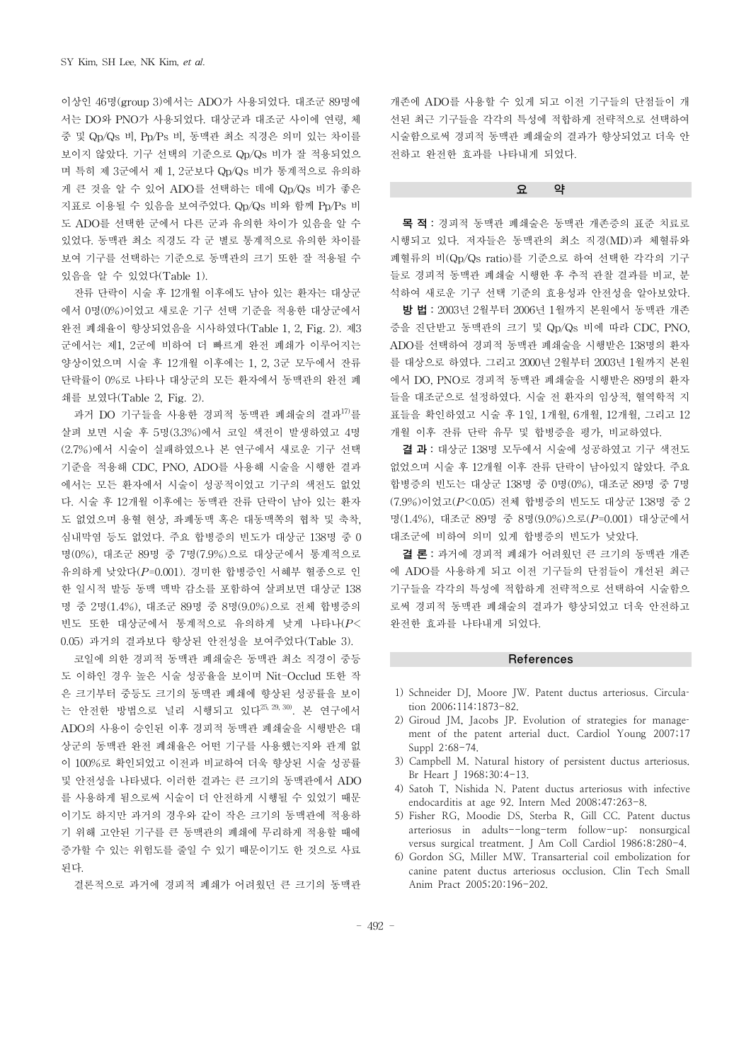이상인 46명(group 3)에서는 ADO가 사용되었다. 대조군 89명에서는 DO와 PNO가 사용되었다. 대상군과 대조군 사이에 연령, 체중 및 Qp/Qs 비, Pp/Ps 비, 동맥관 최소 직경은 의미 있는 차이를 보이지 않았다. 기구 선택의 기준으로 Qp/Qs 비가 잘 적용되었으며 특히 제 3군에서 제 1, 2군보다 Qp/Qs 비가 통계적으로 유의하게 큰 것을 알 수 있어 ADO를 선택하는 데에 Qp/Qs 비가 좋은 지표로 이용될 수 있음을 보여주었다. Qp/Qs 비와 함께 Pp/Ps 비도 ADO를 선택한 군에서 다른 군과 유의한 차이가 있음을 알 수 있었다. 동맥관 최소 직경도 각 군 별로 통계적으로 유의한 차이를 보여 기구를 선택하는 기준으로 동맥관의 크기 또한 잘 적용될 수 있음을 알 수 있었다(Table 1).

잔류 단락이 시술 후 12개월 이후에도 남아 있는 환자는 대상군에서 0명(0%)이었고 새로운 기구 선택 기준을 적용한 대상군에서 완전 폐쇄율이 향상되었음을 시사하였다(Table 1, 2, Fig. 2). 제3군에서는 제1, 2군에 비하여 더 빠르게 완전 폐쇄가 이루어지는 양상이었으며 시술 후 12개월 이후에는 1, 2, 3군 모두에서 잔류 단락률이 0%로 나타나 대상군의 모든 환자에서 동맥관의 완전 폐쇄를 보였다(Table 2, Fig. 2).

과거 DO 기구들을 사용한 경피적 동맥관 폐쇄술의 결과[17]를 살펴 보면 시술 후 5명(3.3%)에서 코일 색전이 발생하였고 4명(2.7%)에서 시술이 실패하였으나 본 연구에서 새로운 기구 선택 기준을 적용해 CDC, PNO, ADO를 사용해 시술을 시행한 결과에서는 모든 환자에서 시술이 성공적이었고 기구의 색전도 없었다. 시술 후 12개월 이후에는 동맥관 잔류 단락이 남아 있는 환자도 없었으며 용혈 현상, 좌폐동맥 혹은 대동맥쪽의 협착 및 축착, 심내막염 등도 없었다. 주요 합병증의 빈도가 대상군 138명 중 0명(0%), 대조군 89명 중 7명(7.9%)으로 대상군에서 통계적으로 유의하게 낮았다($P$=0.001). 경미한 합병증인 서혜부 혈종으로 인한 일시적 발등 동맥 맥박 감소를 포함하여 살펴보면 대상군 138명 중 2명(1.4%), 대조군 89명 중 8명(9.0%)으로 전체 합병증의 빈도 또한 대상군에서 통계적으로 유의하게 낮게 나타나($P$<0.05) 과거의 결과보다 향상된 안전성을 보여주었다(Table 3).

코일에 의한 경피적 동맥관 폐쇄술은 동맥관 최소 직경이 중등도 이하인 경우 높은 시술 성공률을 보이며 Nit-Occlud 또한 작은 크기부터 중등도 크기의 동맥관 폐쇄에 향상된 성공률을 보이는 안전한 방법으로 널리 시행되고 있다[25, 29, 30]. 본 연구에서 ADO의 사용이 승인된 이후 경피적 동맥관 폐쇄술을 시행받은 대상군의 동맥관 완전 폐쇄율은 어떤 기구를 사용했는지와 관계 없이 100%로 확인되었고 이전과 비교하여 더욱 향상된 시술 성공률 및 안전성을 나타냈다. 이러한 결과는 큰 크기의 동맥관에서 ADO를 사용하게 됨으로써 시술이 더 안전하게 시행될 수 있었기 때문이기도 하지만 과거의 경우와 같이 작은 크기의 동맥관에 적용하기 위해 고안된 기구를 큰 동맥관의 폐쇄에 무리하게 적용할 때에 증가할 수 있는 위험도를 줄일 수 있기 때문이기도 한 것으로 사료된다.

결론적으로 과거에 경피적 폐쇄가 어려웠던 큰 크기의 동맥관 개존에 ADO를 사용할 수 있게 되고 이전 기구들의 단점들이 개선된 최근 기구들을 각각의 특성에 적합하게 전략적으로 선택하여 시술함으로써 경피적 동맥관 폐쇄술의 결과가 향상되었고 더욱 안전하고 완전한 효과를 나타내게 되었다.

## 요 약

**목 적**: 경피적 동맥관 폐쇄술은 동맥관 개존증의 표준 치료로 시행되고 있다. 저자들은 동맥관의 최소 직경(MD)과 체혈류와 폐혈류의 비(Qp/Qs ratio)를 기준으로 하여 선택한 각각의 기구들로 경피적 동맥관 폐쇄술 시행한 후 추적 관찰 결과를 비교, 분석하여 새로운 기구 선택 기준의 효용성과 안전성을 알아보았다.

**방 법**: 2003년 2월부터 2006년 1월까지 본원에서 동맥관 개존증을 진단받고 동맥관의 크기 및 Qp/Qs 비에 따라 CDC, PNO, ADO를 선택하여 경피적 동맥관 폐쇄술을 시행받은 138명의 환자를 대상으로 하였다. 그리고 2000년 2월부터 2003년 1월까지 본원에서 DO, PNO로 경피적 동맥관 폐쇄술을 시행받은 89명의 환자들을 대조군으로 설정하였다. 시술 전 환자의 임상적, 혈역학적 지표들을 확인하였고 시술 후 1일, 1개월, 6개월, 12개월, 그리고 12개월 이후 잔류 단락 유무 및 합병증을 평가, 비교하였다.

**결 과**: 대상군 138명 모두에서 시술에 성공하였고 기구 색전도 없었으며 시술 후 12개월 이후 잔류 단락이 남아있지 않았다. 주요 합병증의 빈도는 대상군 138명 중 0명(0%), 대조군 89명 중 7명(7.9%)이었고($P$<0.05) 전체 합병증의 빈도도 대상군 138명 중 2명(1.4%), 대조군 89명 중 8명(9.0%)으로($P$=0.001) 대상군에서 대조군에 비하여 의미 있게 합병증의 빈도가 낮았다.

**결 론**: 과거에 경피적 폐쇄가 어려웠던 큰 크기의 동맥관 개존에 ADO를 사용하게 되고 이전 기구들의 단점들이 개선된 최근 기구들을 각각의 특성에 적합하게 전략적으로 선택하여 시술함으로써 경피적 동맥관 폐쇄술의 결과가 향상되었고 더욱 안전하고 완전한 효과를 나타내게 되었다.

## References

1) Schneider DJ, Moore JW. Patent ductus arteriosus. Circulation 2006;114:1873-82.
2) Giroud JM, Jacobs JP. Evolution of strategies for management of the patent arterial duct. Cardiol Young 2007;17 Suppl 2:68-74.
3) Campbell M. Natural history of persistent ductus arteriosus. Br Heart J 1968;30:4-13.
4) Satoh T, Nishida N. Patent ductus arteriosus with infective endocarditis at age 92. Intern Med 2008;47:263-8.
5) Fisher RG, Moodie DS, Sterba R, Gill CC. Patent ductus arteriosus in adults--long-term follow-up: nonsurgical versus surgical treatment. J Am Coll Cardiol 1986;8:280-4.
6) Gordon SG, Miller MW. Transarterial coil embolization for canine patent ductus arteriosus occlusion. Clin Tech Small Anim Pract 2005;20:196-202.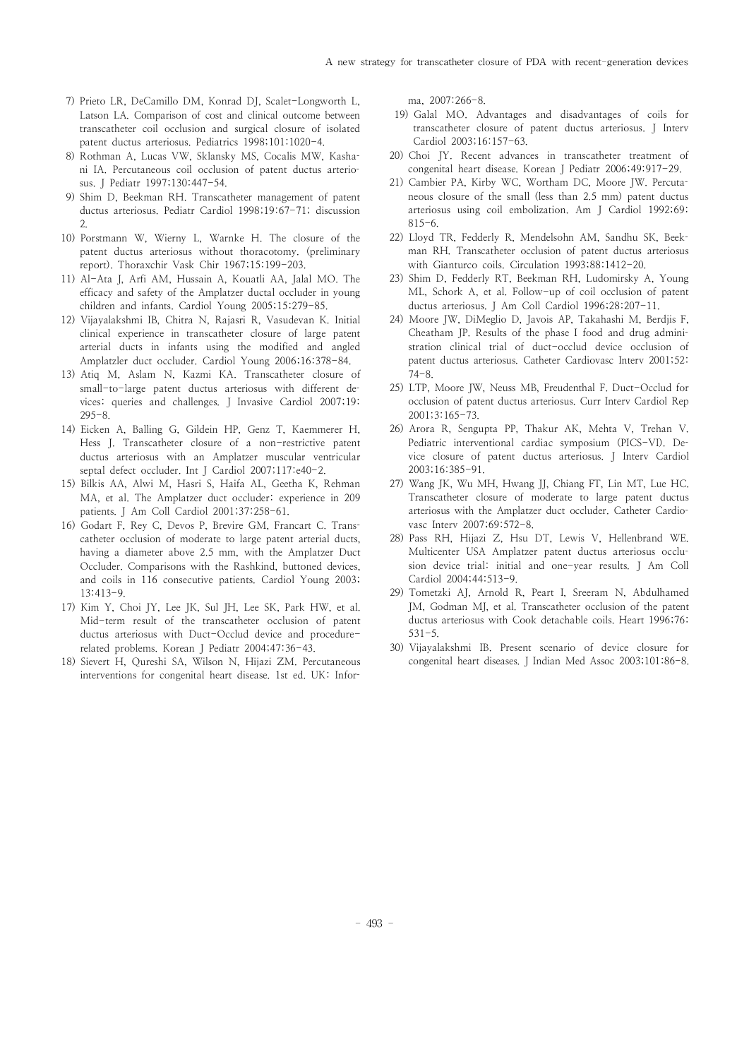7) Prieto LR, DeCamillo DM, Konrad DJ, Scalet-Longworth L, Latson LA. Comparison of cost and clinical outcome between transcatheter coil occlusion and surgical closure of isolated patent ductus arteriosus. Pediatrics 1998;101:1020-4.
8) Rothman A, Lucas VW, Sklansky MS, Cocalis MW, Kashani IA. Percutaneous coil occlusion of patent ductus arteriosus. J Pediatr 1997;130:447-54.
9) Shim D, Beekman RH. Transcatheter management of patent ductus arteriosus. Pediatr Cardiol 1998;19:67-71; discussion 2.
10) Porstmann W, Wierny L, Warnke H. The closure of the patent ductus arteriosus without thoracotomy. (preliminary report). Thoraxchir Vask Chir 1967;15:199-203.
11) Al-Ata J, Arfi AM, Hussain A, Kouatli AA, Jalal MO. The efficacy and safety of the Amplatzer ductal occluder in young children and infants. Cardiol Young 2005;15:279-85.
12) Vijayalakshmi IB, Chitra N, Rajasri R, Vasudevan K. Initial clinical experience in transcatheter closure of large patent arterial ducts in infants using the modified and angled Amplatzler duct occluder. Cardiol Young 2006;16:378-84.
13) Atiq M, Aslam N, Kazmi KA. Transcatheter closure of small-to-large patent ductus arteriosus with different devices: queries and challenges. J Invasive Cardiol 2007;19:295-8.
14) Eicken A, Balling G, Gildein HP, Genz T, Kaemmerer H, Hess J. Transcatheter closure of a non-restrictive patent ductus arteriosus with an Amplatzer muscular ventricular septal defect occluder. Int J Cardiol 2007;117:e40-2.
15) Bilkis AA, Alwi M, Hasri S, Haifa AL, Geetha K, Rehman MA, et al. The Amplatzer duct occluder: experience in 209 patients. J Am Coll Cardiol 2001;37:258-61.
16) Godart F, Rey C, Devos P, Brevire GM, Francart C. Transcatheter occlusion of moderate to large patent arterial ducts, having a diameter above 2.5 mm, with the Amplatzer Duct Occluder. Comparisons with the Rashkind, buttoned devices, and coils in 116 consecutive patients. Cardiol Young 2003;13:413-9.
17) Kim Y, Choi JY, Lee JK, Sul JH, Lee SK, Park HW, et al. Mid-term result of the transcatheter occlusion of patent ductus arteriosus with Duct-Occlud device and procedure-related problems. Korean J Pediatr 2004;47:36-43.
18) Sievert H, Qureshi SA, Wilson N, Hijazi ZM. Percutaneous interventions for congenital heart disease. 1st ed. UK: Informa, 2007:266-8.
19) Galal MO. Advantages and disadvantages of coils for transcatheter closure of patent ductus arteriosus. J Interv Cardiol 2003;16:157-63.
20) Choi JY. Recent advances in transcatheter treatment of congenital heart disease. Korean J Pediatr 2006;49:917-29.
21) Cambier PA, Kirby WC, Wortham DC, Moore JW. Percutaneous closure of the small (less than 2.5 mm) patent ductus arteriosus using coil embolization. Am J Cardiol 1992;69:815-6.
22) Lloyd TR, Fedderly R, Mendelsohn AM, Sandhu SK, Beekman RH. Transcatheter occlusion of patent ductus arteriosus with Gianturco coils. Circulation 1993;88:1412-20.
23) Shim D, Fedderly RT, Beekman RH, Ludomirsky A, Young ML, Schork A, et al. Follow-up of coil occlusion of patent ductus arteriosus. J Am Coll Cardiol 1996;28:207-11.
24) Moore JW, DiMeglio D, Javois AP, Takahashi M, Berdjis F, Cheatham JP. Results of the phase I food and drug administration clinical trial of duct-occlud device occlusion of patent ductus arteriosus. Catheter Cardiovasc Interv 2001;52:74-8.
25) LTP, Moore JW, Neuss MB, Freudenthal F. Duct-Occlud for occlusion of patent ductus arteriosus. Curr Interv Cardiol Rep 2001;3:165-73.
26) Arora R, Sengupta PP, Thakur AK, Mehta V, Trehan V. Pediatric interventional cardiac symposium (PICS-VI). Device closure of patent ductus arteriosus. J Interv Cardiol 2003;16:385-91.
27) Wang JK, Wu MH, Hwang JJ, Chiang FT, Lin MT, Lue HC. Transcatheter closure of moderate to large patent ductus arteriosus with the Amplatzer duct occluder. Catheter Cardiovasc Interv 2007;69:572-8.
28) Pass RH, Hijazi Z, Hsu DT, Lewis V, Hellenbrand WE. Multicenter USA Amplatzer patent ductus arteriosus occlusion device trial: initial and one-year results. J Am Coll Cardiol 2004;44:513-9.
29) Tometzki AJ, Arnold R, Peart I, Sreeram N, Abdulhamed JM, Godman MJ, et al. Transcatheter occlusion of the patent ductus arteriosus with Cook detachable coils. Heart 1996;76:531-5.
30) Vijayalakshmi IB. Present scenario of device closure for congenital heart diseases. J Indian Med Assoc 2003;101:86-8.